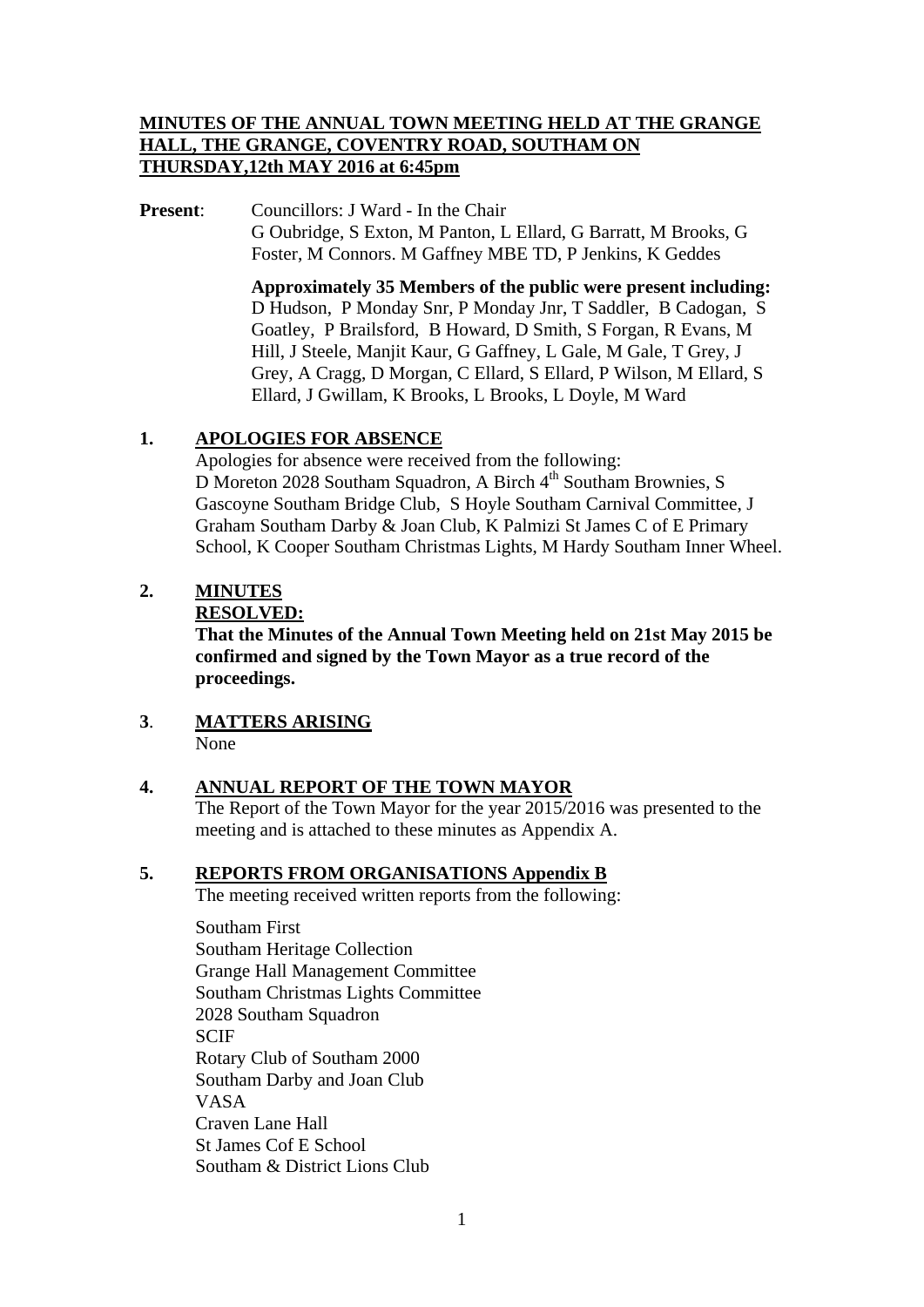**MINUTES OF THE ANNUAL TOWN MEETING HELD AT THE GRANGE HALL, THE GRANGE, COVENTRY ROAD, SOUTHAM ON THURSDAY,12th MAY 2016 at 6:45pm**

**Present**: Councillors: J Ward - In the Chair
G Oubridge, S Exton, M Panton, L Ellard, G Barratt, M Brooks, G Foster, M Connors. M Gaffney MBE TD, P Jenkins, K Geddes

**Approximately 35 Members of the public were present including:**
D Hudson, P Monday Snr, P Monday Jnr, T Saddler, B Cadogan, S Goatley, P Brailsford, B Howard, D Smith, S Forgan, R Evans, M Hill, J Steele, Manjit Kaur, G Gaffney, L Gale, M Gale, T Grey, J Grey, A Cragg, D Morgan, C Ellard, S Ellard, P Wilson, M Ellard, S Ellard, J Gwillam, K Brooks, L Brooks, L Doyle, M Ward

## 1. APOLOGIES FOR ABSENCE

Apologies for absence were received from the following:
D Moreton 2028 Southam Squadron, A Birch 4th Southam Brownies, S Gascoyne Southam Bridge Club, S Hoyle Southam Carnival Committee, J Graham Southam Darby & Joan Club, K Palmizi St James C of E Primary School, K Cooper Southam Christmas Lights, M Hardy Southam Inner Wheel.

## 2. MINUTES

**RESOLVED:**

**That the Minutes of the Annual Town Meeting held on 21st May 2015 be confirmed and signed by the Town Mayor as a true record of the proceedings.**

## 3. MATTERS ARISING

None

## 4. ANNUAL REPORT OF THE TOWN MAYOR

The Report of the Town Mayor for the year 2015/2016 was presented to the meeting and is attached to these minutes as Appendix A.

## 5. REPORTS FROM ORGANISATIONS Appendix B

The meeting received written reports from the following:

Southam First
Southam Heritage Collection
Grange Hall Management Committee
Southam Christmas Lights Committee
2028 Southam Squadron
SCIF
Rotary Club of Southam 2000
Southam Darby and Joan Club
VASA
Craven Lane Hall
St James Cof E School
Southam & District Lions Club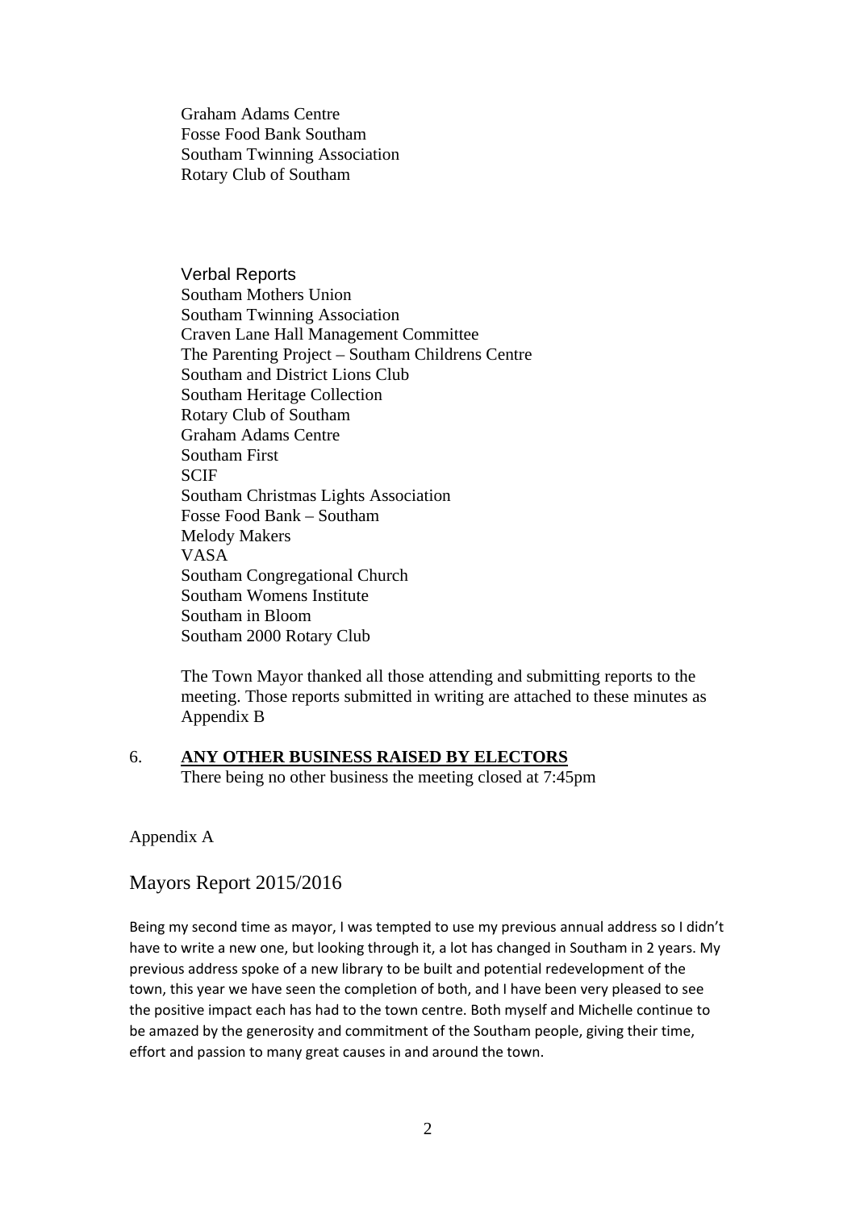Graham Adams Centre
Fosse Food Bank Southam
Southam Twinning Association
Rotary Club of Southam

Verbal Reports
Southam Mothers Union
Southam Twinning Association
Craven Lane Hall Management Committee
The Parenting Project – Southam Childrens Centre
Southam and District Lions Club
Southam Heritage Collection
Rotary Club of Southam
Graham Adams Centre
Southam First
SCIF
Southam Christmas Lights Association
Fosse Food Bank – Southam
Melody Makers
VASA
Southam Congregational Church
Southam Womens Institute
Southam in Bloom
Southam 2000 Rotary Club

The Town Mayor thanked all those attending and submitting reports to the meeting. Those reports submitted in writing are attached to these minutes as Appendix B

6. **ANY OTHER BUSINESS RAISED BY ELECTORS**
There being no other business the meeting closed at 7:45pm

Appendix A

## Mayors Report 2015/2016

Being my second time as mayor, I was tempted to use my previous annual address so I didn't have to write a new one, but looking through it, a lot has changed in Southam in 2 years. My previous address spoke of a new library to be built and potential redevelopment of the town, this year we have seen the completion of both, and I have been very pleased to see the positive impact each has had to the town centre. Both myself and Michelle continue to be amazed by the generosity and commitment of the Southam people, giving their time, effort and passion to many great causes in and around the town.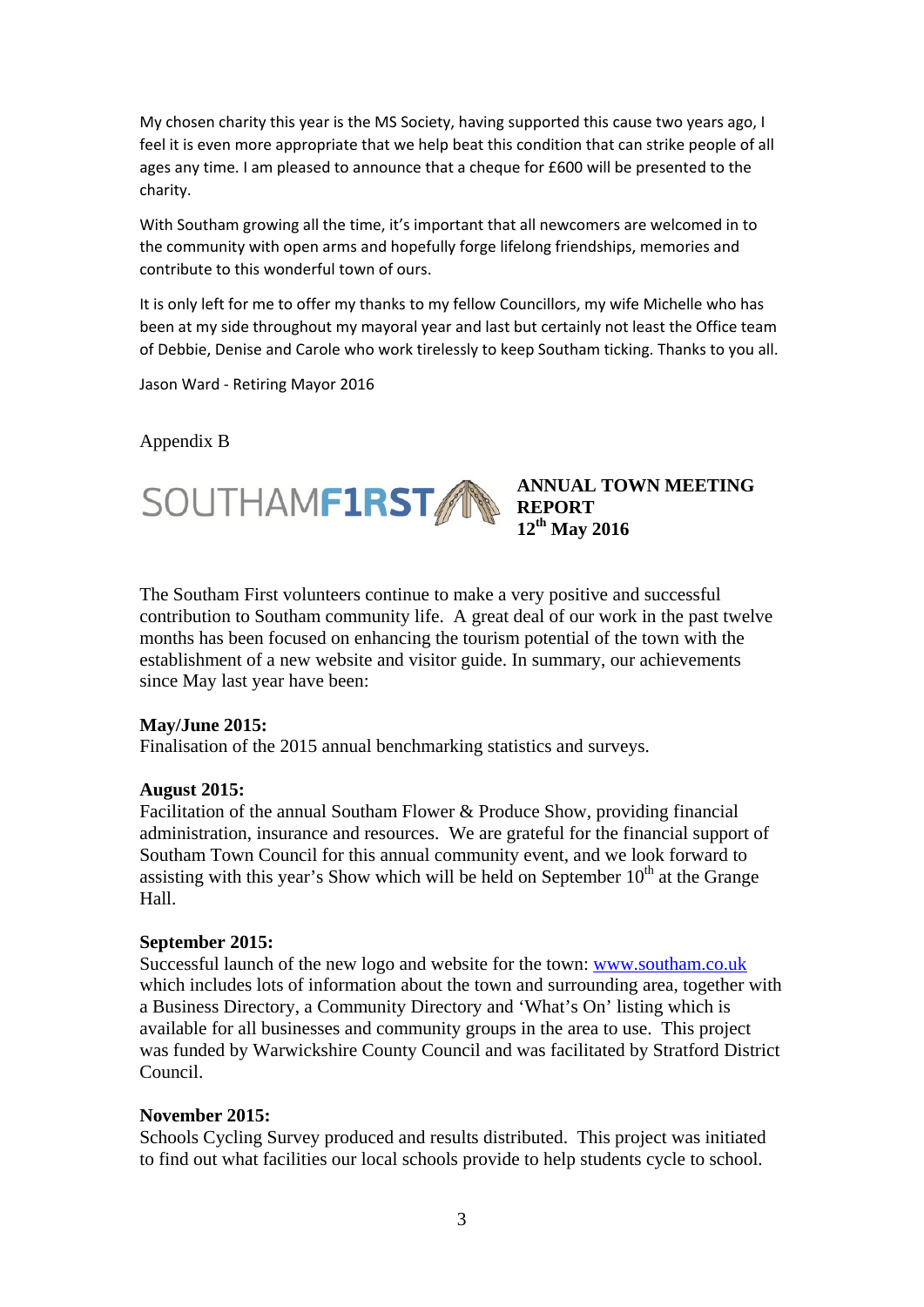My chosen charity this year is the MS Society, having supported this cause two years ago, I feel it is even more appropriate that we help beat this condition that can strike people of all ages any time. I am pleased to announce that a cheque for £600 will be presented to the charity.

With Southam growing all the time, it's important that all newcomers are welcomed in to the community with open arms and hopefully forge lifelong friendships, memories and contribute to this wonderful town of ours.

It is only left for me to offer my thanks to my fellow Councillors, my wife Michelle who has been at my side throughout my mayoral year and last but certainly not least the Office team of Debbie, Denise and Carole who work tirelessly to keep Southam ticking. Thanks to you all.

Jason Ward - Retiring Mayor 2016

Appendix B

SOUTHAMF1RST

**ANNUAL TOWN MEETING REPORT**
**12th May 2016**

The Southam First volunteers continue to make a very positive and successful contribution to Southam community life. A great deal of our work in the past twelve months has been focused on enhancing the tourism potential of the town with the establishment of a new website and visitor guide. In summary, our achievements since May last year have been:

**May/June 2015:**
Finalisation of the 2015 annual benchmarking statistics and surveys.

**August 2015:**
Facilitation of the annual Southam Flower & Produce Show, providing financial administration, insurance and resources. We are grateful for the financial support of Southam Town Council for this annual community event, and we look forward to assisting with this year's Show which will be held on September 10th at the Grange Hall.

**September 2015:**
Successful launch of the new logo and website for the town: [www.southam.co.uk](http://www.southam.co.uk) which includes lots of information about the town and surrounding area, together with a Business Directory, a Community Directory and 'What's On' listing which is available for all businesses and community groups in the area to use. This project was funded by Warwickshire County Council and was facilitated by Stratford District Council.

**November 2015:**
Schools Cycling Survey produced and results distributed. This project was initiated to find out what facilities our local schools provide to help students cycle to school.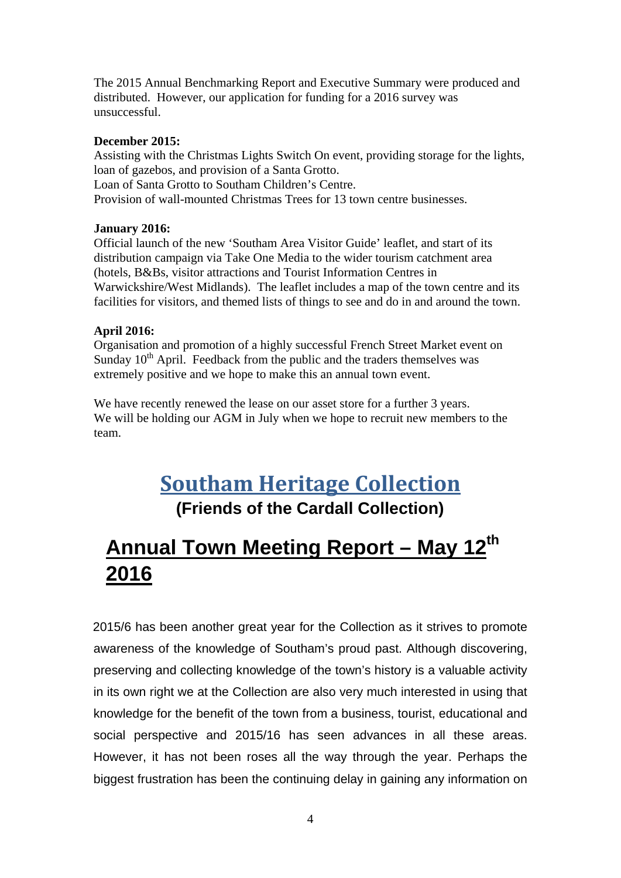The 2015 Annual Benchmarking Report and Executive Summary were produced and distributed. However, our application for funding for a 2016 survey was unsuccessful.

**December 2015:**
Assisting with the Christmas Lights Switch On event, providing storage for the lights, loan of gazebos, and provision of a Santa Grotto.
Loan of Santa Grotto to Southam Children's Centre.
Provision of wall-mounted Christmas Trees for 13 town centre businesses.

**January 2016:**
Official launch of the new 'Southam Area Visitor Guide' leaflet, and start of its distribution campaign via Take One Media to the wider tourism catchment area (hotels, B&Bs, visitor attractions and Tourist Information Centres in Warwickshire/West Midlands). The leaflet includes a map of the town centre and its facilities for visitors, and themed lists of things to see and do in and around the town.

**April 2016:**
Organisation and promotion of a highly successful French Street Market event on Sunday 10th April. Feedback from the public and the traders themselves was extremely positive and we hope to make this an annual town event.

We have recently renewed the lease on our asset store for a further 3 years.
We will be holding our AGM in July when we hope to recruit new members to the team.

# Southam Heritage Collection

**(Friends of the Cardall Collection)**

## Annual Town Meeting Report – May 12th 2016

2015/6 has been another great year for the Collection as it strives to promote awareness of the knowledge of Southam's proud past. Although discovering, preserving and collecting knowledge of the town's history is a valuable activity in its own right we at the Collection are also very much interested in using that knowledge for the benefit of the town from a business, tourist, educational and social perspective and 2015/16 has seen advances in all these areas. However, it has not been roses all the way through the year. Perhaps the biggest frustration has been the continuing delay in gaining any information on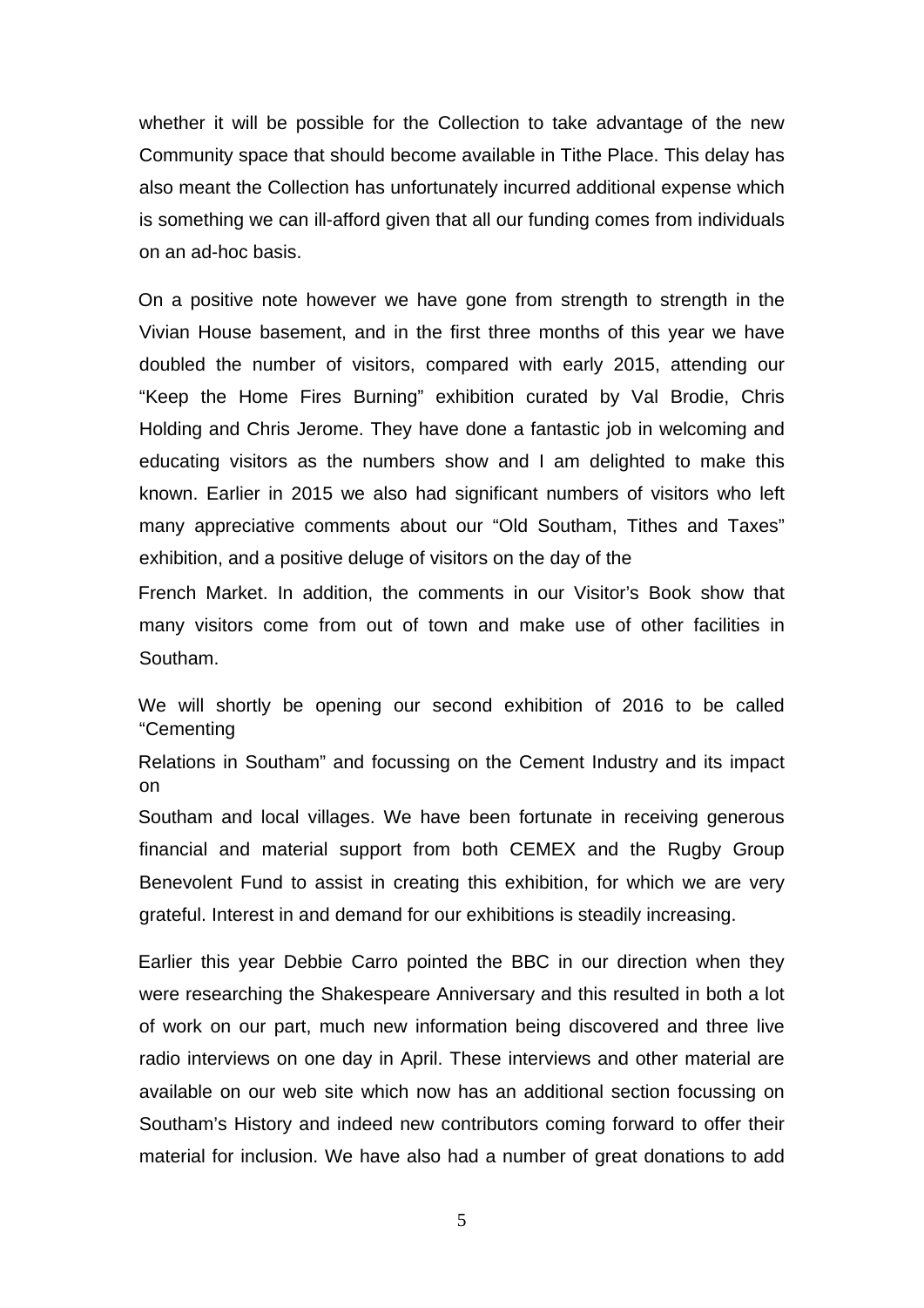whether it will be possible for the Collection to take advantage of the new Community space that should become available in Tithe Place. This delay has also meant the Collection has unfortunately incurred additional expense which is something we can ill-afford given that all our funding comes from individuals on an ad-hoc basis.

On a positive note however we have gone from strength to strength in the Vivian House basement, and in the first three months of this year we have doubled the number of visitors, compared with early 2015, attending our "Keep the Home Fires Burning" exhibition curated by Val Brodie, Chris Holding and Chris Jerome. They have done a fantastic job in welcoming and educating visitors as the numbers show and I am delighted to make this known. Earlier in 2015 we also had significant numbers of visitors who left many appreciative comments about our "Old Southam, Tithes and Taxes" exhibition, and a positive deluge of visitors on the day of the French Market. In addition, the comments in our Visitor's Book show that many visitors come from out of town and make use of other facilities in Southam.

We will shortly be opening our second exhibition of 2016 to be called "Cementing Relations in Southam" and focussing on the Cement Industry and its impact on Southam and local villages. We have been fortunate in receiving generous financial and material support from both CEMEX and the Rugby Group Benevolent Fund to assist in creating this exhibition, for which we are very grateful. Interest in and demand for our exhibitions is steadily increasing.

Earlier this year Debbie Carro pointed the BBC in our direction when they were researching the Shakespeare Anniversary and this resulted in both a lot of work on our part, much new information being discovered and three live radio interviews on one day in April. These interviews and other material are available on our web site which now has an additional section focussing on Southam's History and indeed new contributors coming forward to offer their material for inclusion. We have also had a number of great donations to add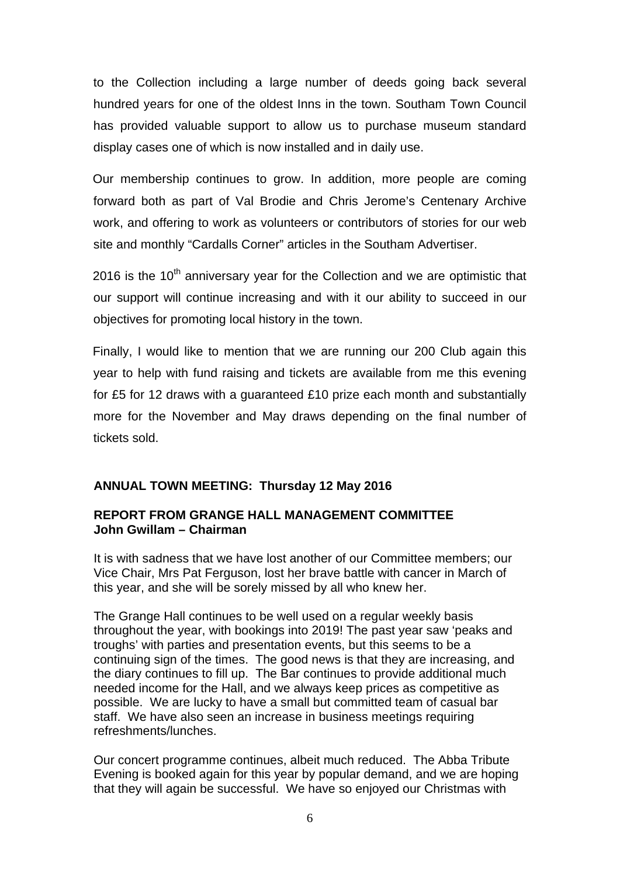to the Collection including a large number of deeds going back several hundred years for one of the oldest Inns in the town. Southam Town Council has provided valuable support to allow us to purchase museum standard display cases one of which is now installed and in daily use.

Our membership continues to grow. In addition, more people are coming forward both as part of Val Brodie and Chris Jerome's Centenary Archive work, and offering to work as volunteers or contributors of stories for our web site and monthly "Cardalls Corner" articles in the Southam Advertiser.

2016 is the 10th anniversary year for the Collection and we are optimistic that our support will continue increasing and with it our ability to succeed in our objectives for promoting local history in the town.

Finally, I would like to mention that we are running our 200 Club again this year to help with fund raising and tickets are available from me this evening for £5 for 12 draws with a guaranteed £10 prize each month and substantially more for the November and May draws depending on the final number of tickets sold.

**ANNUAL TOWN MEETING: Thursday 12 May 2016**

**REPORT FROM GRANGE HALL MANAGEMENT COMMITTEE**
**John Gwillam – Chairman**

It is with sadness that we have lost another of our Committee members; our Vice Chair, Mrs Pat Ferguson, lost her brave battle with cancer in March of this year, and she will be sorely missed by all who knew her.

The Grange Hall continues to be well used on a regular weekly basis throughout the year, with bookings into 2019! The past year saw 'peaks and troughs' with parties and presentation events, but this seems to be a continuing sign of the times. The good news is that they are increasing, and the diary continues to fill up. The Bar continues to provide additional much needed income for the Hall, and we always keep prices as competitive as possible. We are lucky to have a small but committed team of casual bar staff. We have also seen an increase in business meetings requiring refreshments/lunches.

Our concert programme continues, albeit much reduced. The Abba Tribute Evening is booked again for this year by popular demand, and we are hoping that they will again be successful. We have so enjoyed our Christmas with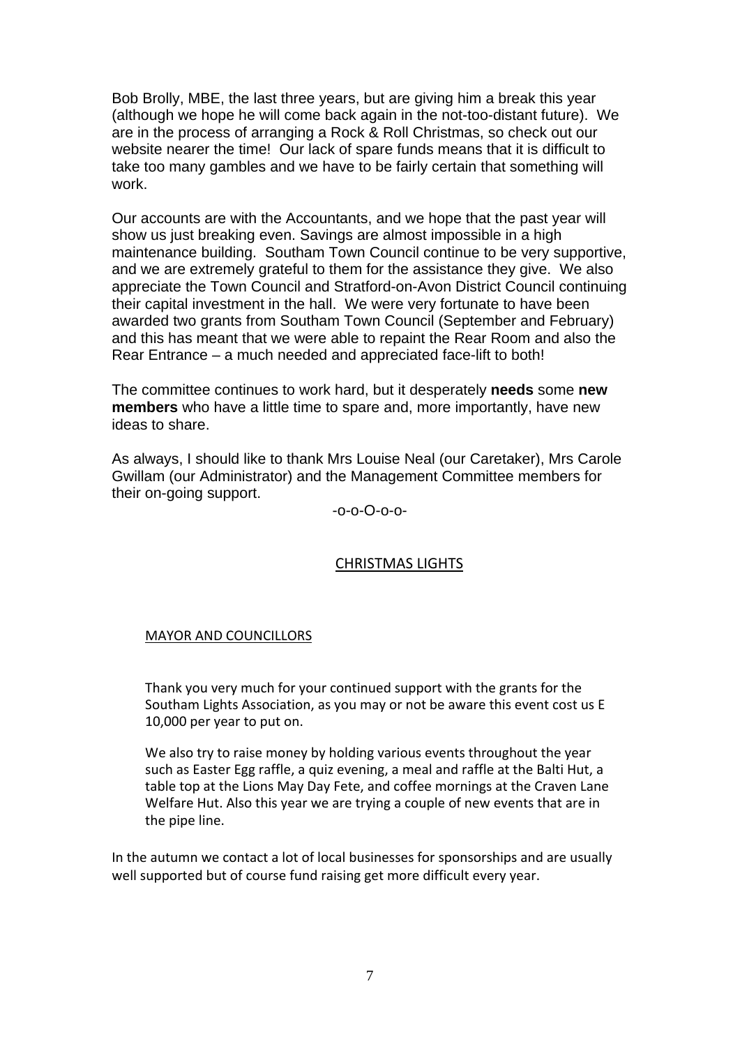Bob Brolly, MBE, the last three years, but are giving him a break this year (although we hope he will come back again in the not-too-distant future). We are in the process of arranging a Rock & Roll Christmas, so check out our website nearer the time! Our lack of spare funds means that it is difficult to take too many gambles and we have to be fairly certain that something will work.

Our accounts are with the Accountants, and we hope that the past year will show us just breaking even. Savings are almost impossible in a high maintenance building. Southam Town Council continue to be very supportive, and we are extremely grateful to them for the assistance they give. We also appreciate the Town Council and Stratford-on-Avon District Council continuing their capital investment in the hall. We were very fortunate to have been awarded two grants from Southam Town Council (September and February) and this has meant that we were able to repaint the Rear Room and also the Rear Entrance – a much needed and appreciated face-lift to both!

The committee continues to work hard, but it desperately **needs** some **new members** who have a little time to spare and, more importantly, have new ideas to share.

As always, I should like to thank Mrs Louise Neal (our Caretaker), Mrs Carole Gwillam (our Administrator) and the Management Committee members for their on-going support.

-o-o-O-o-o-

## CHRISTMAS LIGHTS

### MAYOR AND COUNCILLORS

Thank you very much for your continued support with the grants for the Southam Lights Association, as you may or not be aware this event cost us E 10,000 per year to put on.

We also try to raise money by holding various events throughout the year such as Easter Egg raffle, a quiz evening, a meal and raffle at the Balti Hut, a table top at the Lions May Day Fete, and coffee mornings at the Craven Lane Welfare Hut. Also this year we are trying a couple of new events that are in the pipe line.

In the autumn we contact a lot of local businesses for sponsorships and are usually well supported but of course fund raising get more difficult every year.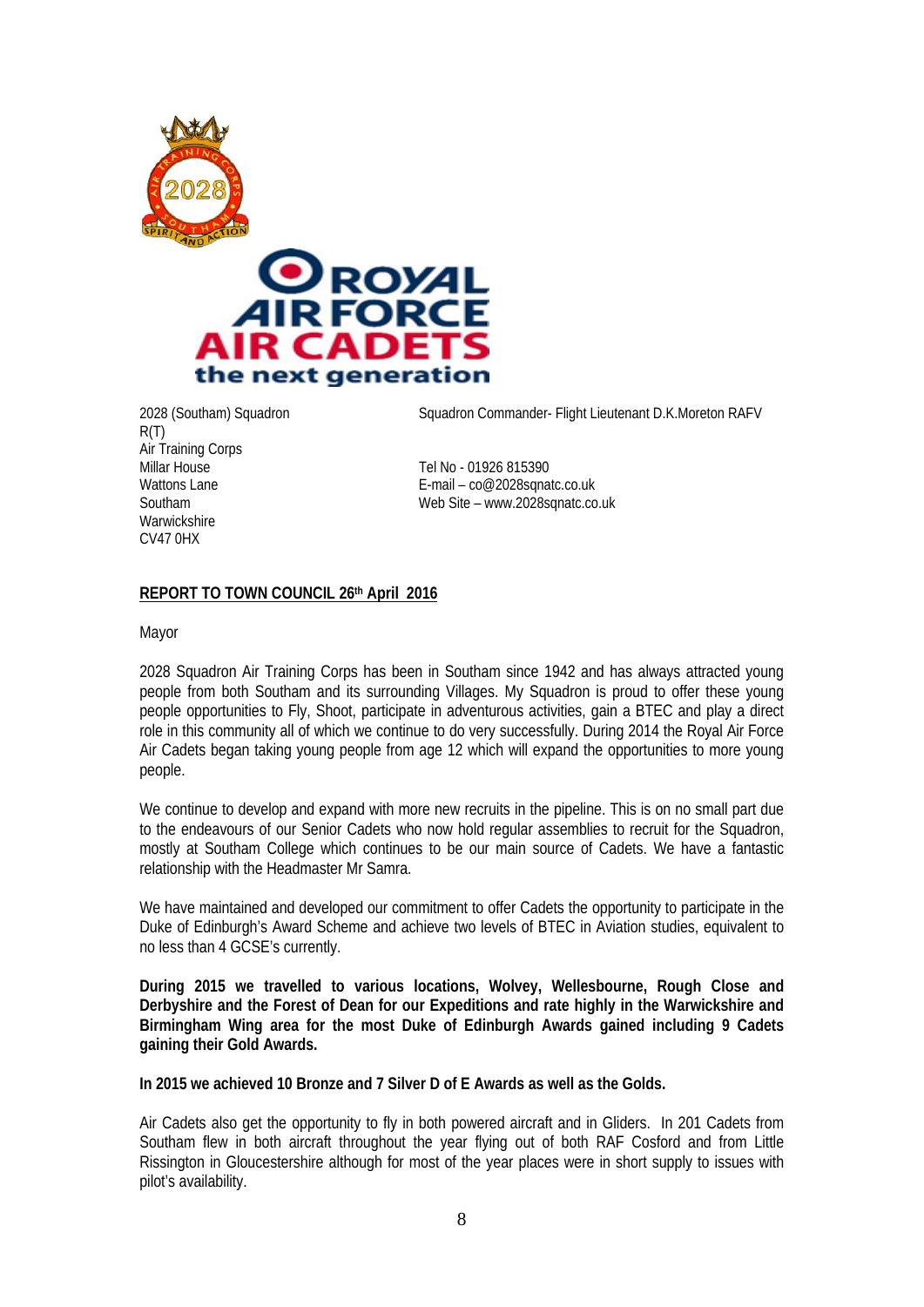2028 (Southam) Squadron
R(T)
Air Training Corps
Millar House
Wattons Lane
Southam
Warwickshire
CV47 0HX

Squadron Commander- Flight Lieutenant D.K.Moreton RAFV

Tel No - 01926 815390
E-mail – co@2028sqnatc.co.uk
Web Site – www.2028sqnatc.co.uk

**REPORT TO TOWN COUNCIL 26th April 2016**

Mayor

2028 Squadron Air Training Corps has been in Southam since 1942 and has always attracted young people from both Southam and its surrounding Villages. My Squadron is proud to offer these young people opportunities to Fly, Shoot, participate in adventurous activities, gain a BTEC and play a direct role in this community all of which we continue to do very successfully. During 2014 the Royal Air Force Air Cadets began taking young people from age 12 which will expand the opportunities to more young people.

We continue to develop and expand with more new recruits in the pipeline. This is on no small part due to the endeavours of our Senior Cadets who now hold regular assemblies to recruit for the Squadron, mostly at Southam College which continues to be our main source of Cadets. We have a fantastic relationship with the Headmaster Mr Samra.

We have maintained and developed our commitment to offer Cadets the opportunity to participate in the Duke of Edinburgh's Award Scheme and achieve two levels of BTEC in Aviation studies, equivalent to no less than 4 GCSE's currently.

**During 2015 we travelled to various locations, Wolvey, Wellesbourne, Rough Close and Derbyshire and the Forest of Dean for our Expeditions and rate highly in the Warwickshire and Birmingham Wing area for the most Duke of Edinburgh Awards gained including 9 Cadets gaining their Gold Awards.**

**In 2015 we achieved 10 Bronze and 7 Silver D of E Awards as well as the Golds.**

Air Cadets also get the opportunity to fly in both powered aircraft and in Gliders. In 201 Cadets from Southam flew in both aircraft throughout the year flying out of both RAF Cosford and from Little Rissington in Gloucestershire although for most of the year places were in short supply to issues with pilot's availability.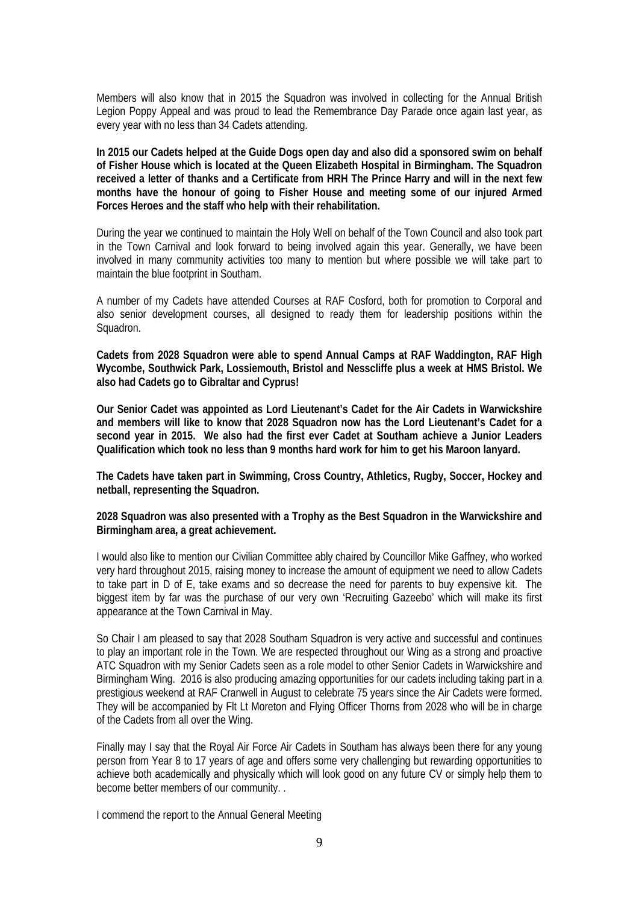Members will also know that in 2015 the Squadron was involved in collecting for the Annual British Legion Poppy Appeal and was proud to lead the Remembrance Day Parade once again last year, as every year with no less than 34 Cadets attending.

**In 2015 our Cadets helped at the Guide Dogs open day and also did a sponsored swim on behalf of Fisher House which is located at the Queen Elizabeth Hospital in Birmingham. The Squadron received a letter of thanks and a Certificate from HRH The Prince Harry and will in the next few months have the honour of going to Fisher House and meeting some of our injured Armed Forces Heroes and the staff who help with their rehabilitation.**

During the year we continued to maintain the Holy Well on behalf of the Town Council and also took part in the Town Carnival and look forward to being involved again this year. Generally, we have been involved in many community activities too many to mention but where possible we will take part to maintain the blue footprint in Southam.

A number of my Cadets have attended Courses at RAF Cosford, both for promotion to Corporal and also senior development courses, all designed to ready them for leadership positions within the Squadron.

**Cadets from 2028 Squadron were able to spend Annual Camps at RAF Waddington, RAF High Wycombe, Southwick Park, Lossiemouth, Bristol and Nesscliffe plus a week at HMS Bristol. We also had Cadets go to Gibraltar and Cyprus!**

**Our Senior Cadet was appointed as Lord Lieutenant's Cadet for the Air Cadets in Warwickshire and members will like to know that 2028 Squadron now has the Lord Lieutenant's Cadet for a second year in 2015. We also had the first ever Cadet at Southam achieve a Junior Leaders Qualification which took no less than 9 months hard work for him to get his Maroon lanyard.**

**The Cadets have taken part in Swimming, Cross Country, Athletics, Rugby, Soccer, Hockey and netball, representing the Squadron.**

**2028 Squadron was also presented with a Trophy as the Best Squadron in the Warwickshire and Birmingham area, a great achievement.**

I would also like to mention our Civilian Committee ably chaired by Councillor Mike Gaffney, who worked very hard throughout 2015, raising money to increase the amount of equipment we need to allow Cadets to take part in D of E, take exams and so decrease the need for parents to buy expensive kit. The biggest item by far was the purchase of our very own 'Recruiting Gazeebo' which will make its first appearance at the Town Carnival in May.

So Chair I am pleased to say that 2028 Southam Squadron is very active and successful and continues to play an important role in the Town. We are respected throughout our Wing as a strong and proactive ATC Squadron with my Senior Cadets seen as a role model to other Senior Cadets in Warwickshire and Birmingham Wing. 2016 is also producing amazing opportunities for our cadets including taking part in a prestigious weekend at RAF Cranwell in August to celebrate 75 years since the Air Cadets were formed. They will be accompanied by Flt Lt Moreton and Flying Officer Thorns from 2028 who will be in charge of the Cadets from all over the Wing.

Finally may I say that the Royal Air Force Air Cadets in Southam has always been there for any young person from Year 8 to 17 years of age and offers some very challenging but rewarding opportunities to achieve both academically and physically which will look good on any future CV or simply help them to become better members of our community. .

I commend the report to the Annual General Meeting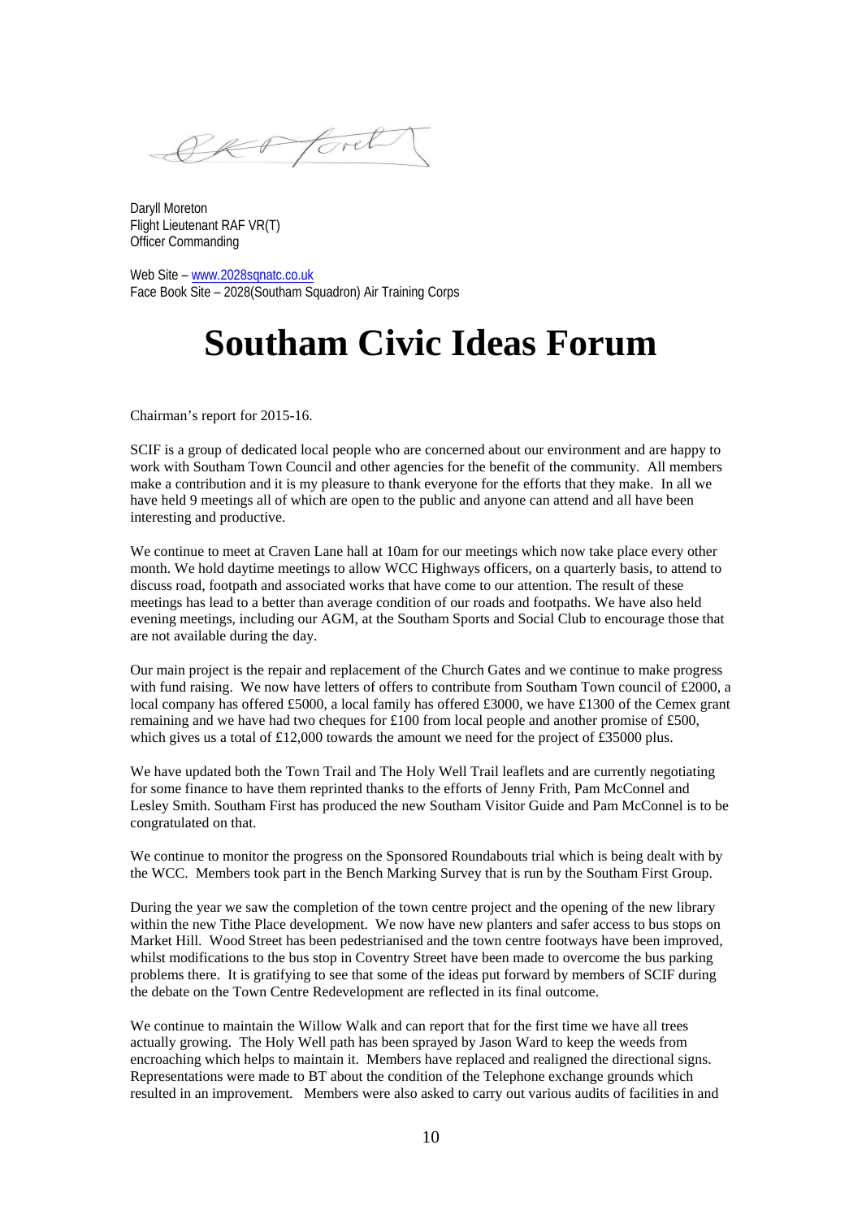Daryll Moreton
Flight Lieutenant RAF VR(T)
Officer Commanding

Web Site – www.2028sqnatc.co.uk
Face Book Site – 2028(Southam Squadron) Air Training Corps

# Southam Civic Ideas Forum

Chairman's report for 2015-16.

SCIF is a group of dedicated local people who are concerned about our environment and are happy to work with Southam Town Council and other agencies for the benefit of the community. All members make a contribution and it is my pleasure to thank everyone for the efforts that they make. In all we have held 9 meetings all of which are open to the public and anyone can attend and all have been interesting and productive.

We continue to meet at Craven Lane hall at 10am for our meetings which now take place every other month. We hold daytime meetings to allow WCC Highways officers, on a quarterly basis, to attend to discuss road, footpath and associated works that have come to our attention. The result of these meetings has lead to a better than average condition of our roads and footpaths. We have also held evening meetings, including our AGM, at the Southam Sports and Social Club to encourage those that are not available during the day.

Our main project is the repair and replacement of the Church Gates and we continue to make progress with fund raising. We now have letters of offers to contribute from Southam Town council of £2000, a local company has offered £5000, a local family has offered £3000, we have £1300 of the Cemex grant remaining and we have had two cheques for £100 from local people and another promise of £500, which gives us a total of £12,000 towards the amount we need for the project of £35000 plus.

We have updated both the Town Trail and The Holy Well Trail leaflets and are currently negotiating for some finance to have them reprinted thanks to the efforts of Jenny Frith, Pam McConnel and Lesley Smith. Southam First has produced the new Southam Visitor Guide and Pam McConnel is to be congratulated on that.

We continue to monitor the progress on the Sponsored Roundabouts trial which is being dealt with by the WCC. Members took part in the Bench Marking Survey that is run by the Southam First Group.

During the year we saw the completion of the town centre project and the opening of the new library within the new Tithe Place development. We now have new planters and safer access to bus stops on Market Hill. Wood Street has been pedestrianised and the town centre footways have been improved, whilst modifications to the bus stop in Coventry Street have been made to overcome the bus parking problems there. It is gratifying to see that some of the ideas put forward by members of SCIF during the debate on the Town Centre Redevelopment are reflected in its final outcome.

We continue to maintain the Willow Walk and can report that for the first time we have all trees actually growing. The Holy Well path has been sprayed by Jason Ward to keep the weeds from encroaching which helps to maintain it. Members have replaced and realigned the directional signs. Representations were made to BT about the condition of the Telephone exchange grounds which resulted in an improvement. Members were also asked to carry out various audits of facilities in and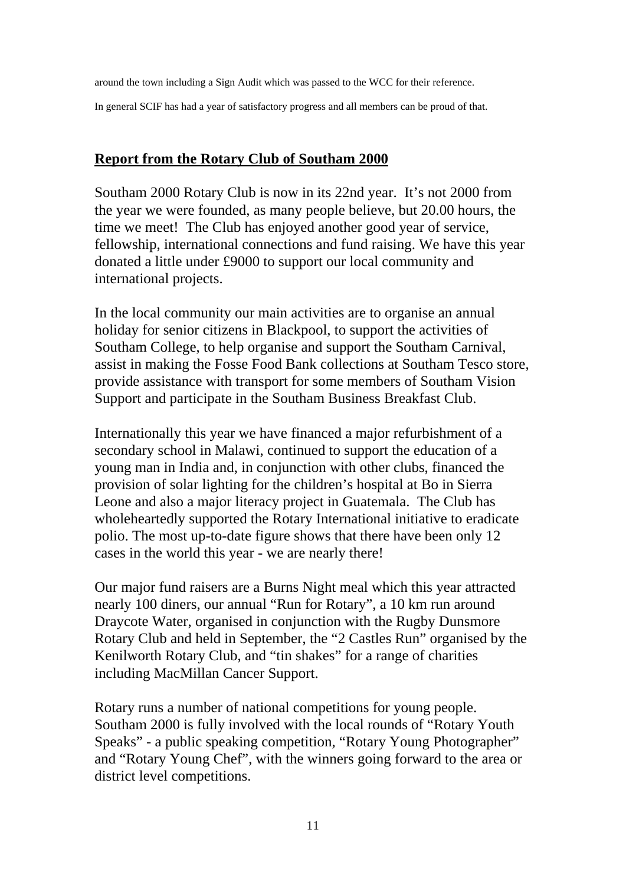around the town including a Sign Audit which was passed to the WCC for their reference.

In general SCIF has had a year of satisfactory progress and all members can be proud of that.

## Report from the Rotary Club of Southam 2000

Southam 2000 Rotary Club is now in its 22nd year. It's not 2000 from the year we were founded, as many people believe, but 20.00 hours, the time we meet! The Club has enjoyed another good year of service, fellowship, international connections and fund raising. We have this year donated a little under £9000 to support our local community and international projects.

In the local community our main activities are to organise an annual holiday for senior citizens in Blackpool, to support the activities of Southam College, to help organise and support the Southam Carnival, assist in making the Fosse Food Bank collections at Southam Tesco store, provide assistance with transport for some members of Southam Vision Support and participate in the Southam Business Breakfast Club.

Internationally this year we have financed a major refurbishment of a secondary school in Malawi, continued to support the education of a young man in India and, in conjunction with other clubs, financed the provision of solar lighting for the children's hospital at Bo in Sierra Leone and also a major literacy project in Guatemala. The Club has wholeheartedly supported the Rotary International initiative to eradicate polio. The most up-to-date figure shows that there have been only 12 cases in the world this year - we are nearly there!

Our major fund raisers are a Burns Night meal which this year attracted nearly 100 diners, our annual "Run for Rotary", a 10 km run around Draycote Water, organised in conjunction with the Rugby Dunsmore Rotary Club and held in September, the "2 Castles Run" organised by the Kenilworth Rotary Club, and "tin shakes" for a range of charities including MacMillan Cancer Support.

Rotary runs a number of national competitions for young people. Southam 2000 is fully involved with the local rounds of "Rotary Youth Speaks" - a public speaking competition, "Rotary Young Photographer" and "Rotary Young Chef", with the winners going forward to the area or district level competitions.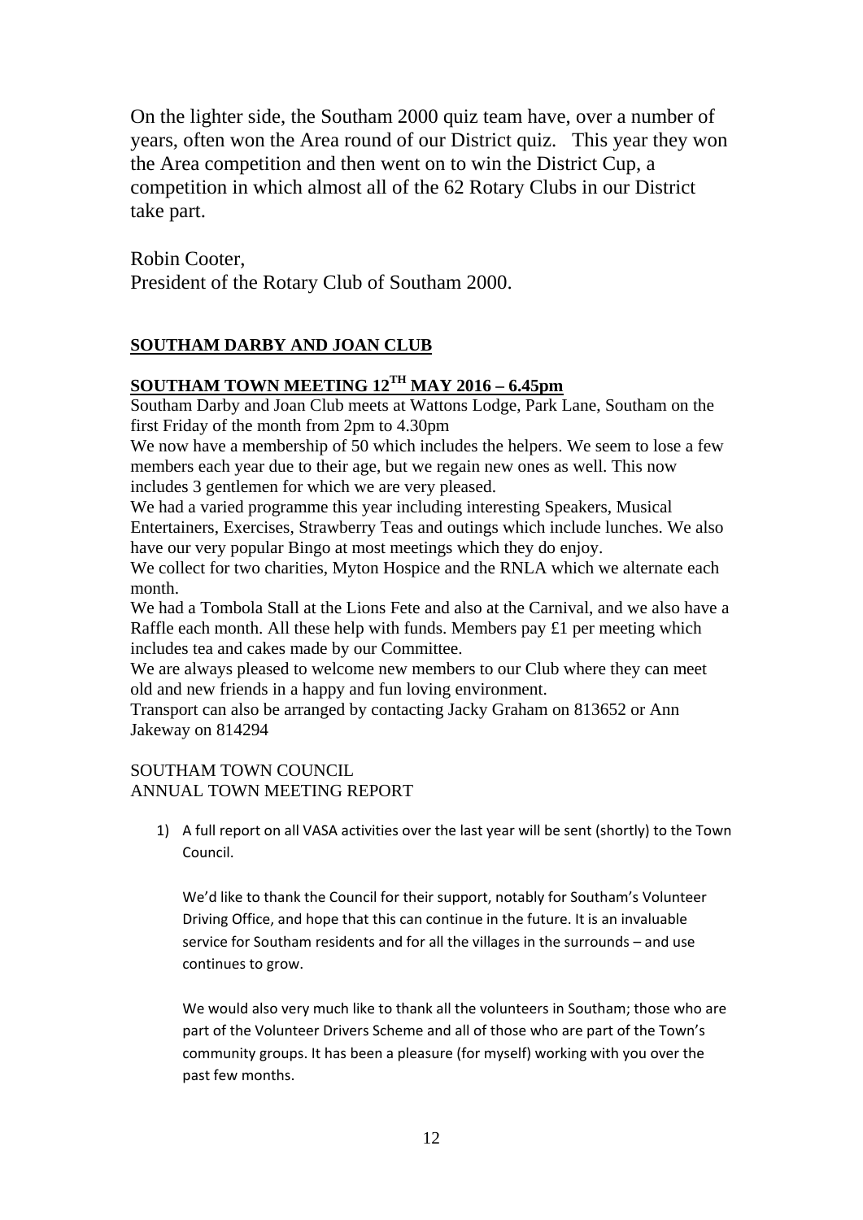On the lighter side, the Southam 2000 quiz team have, over a number of years, often won the Area round of our District quiz. This year they won the Area competition and then went on to win the District Cup, a competition in which almost all of the 62 Rotary Clubs in our District take part.

Robin Cooter,
President of the Rotary Club of Southam 2000.

## SOUTHAM DARBY AND JOAN CLUB

## SOUTHAM TOWN MEETING 12TH MAY 2016 – 6.45pm

Southam Darby and Joan Club meets at Wattons Lodge, Park Lane, Southam on the first Friday of the month from 2pm to 4.30pm

We now have a membership of 50 which includes the helpers. We seem to lose a few members each year due to their age, but we regain new ones as well. This now includes 3 gentlemen for which we are very pleased.

We had a varied programme this year including interesting Speakers, Musical Entertainers, Exercises, Strawberry Teas and outings which include lunches. We also have our very popular Bingo at most meetings which they do enjoy.

We collect for two charities, Myton Hospice and the RNLA which we alternate each month.

We had a Tombola Stall at the Lions Fete and also at the Carnival, and we also have a Raffle each month. All these help with funds. Members pay £1 per meeting which includes tea and cakes made by our Committee.

We are always pleased to welcome new members to our Club where they can meet old and new friends in a happy and fun loving environment.

Transport can also be arranged by contacting Jacky Graham on 813652 or Ann Jakeway on 814294

SOUTHAM TOWN COUNCIL
ANNUAL TOWN MEETING REPORT

1) A full report on all VASA activities over the last year will be sent (shortly) to the Town Council.

   We'd like to thank the Council for their support, notably for Southam's Volunteer Driving Office, and hope that this can continue in the future. It is an invaluable service for Southam residents and for all the villages in the surrounds – and use continues to grow.

   We would also very much like to thank all the volunteers in Southam; those who are part of the Volunteer Drivers Scheme and all of those who are part of the Town's community groups. It has been a pleasure (for myself) working with you over the past few months.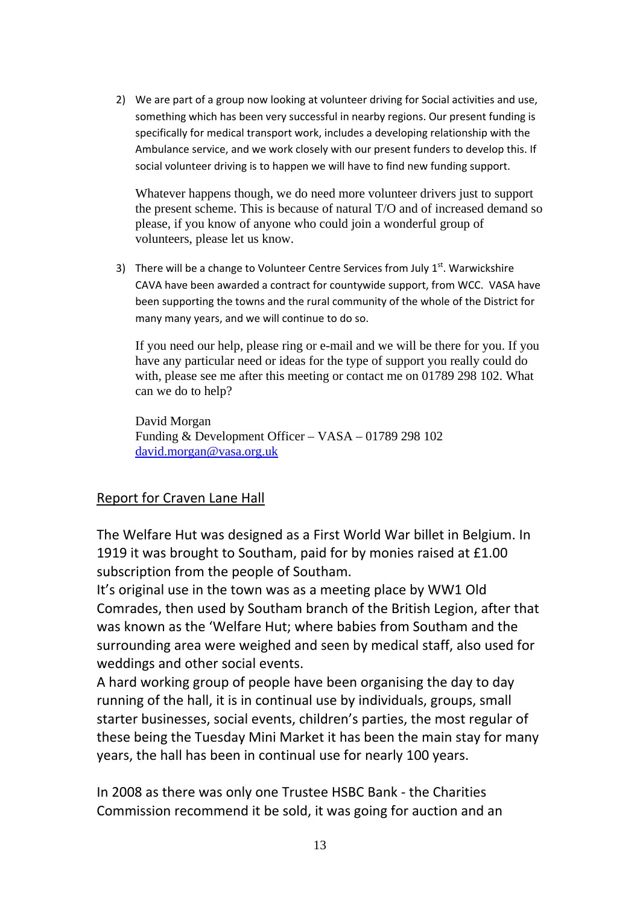2) We are part of a group now looking at volunteer driving for Social activities and use, something which has been very successful in nearby regions. Our present funding is specifically for medical transport work, includes a developing relationship with the Ambulance service, and we work closely with our present funders to develop this. If social volunteer driving is to happen we will have to find new funding support.

   Whatever happens though, we do need more volunteer drivers just to support the present scheme. This is because of natural T/O and of increased demand so please, if you know of anyone who could join a wonderful group of volunteers, please let us know.

3) There will be a change to Volunteer Centre Services from July 1st. Warwickshire CAVA have been awarded a contract for countywide support, from WCC. VASA have been supporting the towns and the rural community of the whole of the District for many many years, and we will continue to do so.

   If you need our help, please ring or e-mail and we will be there for you. If you have any particular need or ideas for the type of support you really could do with, please see me after this meeting or contact me on 01789 298 102. What can we do to help?

   David Morgan
   Funding & Development Officer – VASA – 01789 298 102
   david.morgan@vasa.org.uk

## Report for Craven Lane Hall

The Welfare Hut was designed as a First World War billet in Belgium. In 1919 it was brought to Southam, paid for by monies raised at £1.00 subscription from the people of Southam.
It's original use in the town was as a meeting place by WW1 Old Comrades, then used by Southam branch of the British Legion, after that was known as the 'Welfare Hut; where babies from Southam and the surrounding area were weighed and seen by medical staff, also used for weddings and other social events.
A hard working group of people have been organising the day to day running of the hall, it is in continual use by individuals, groups, small starter businesses, social events, children's parties, the most regular of these being the Tuesday Mini Market it has been the main stay for many years, the hall has been in continual use for nearly 100 years.

In 2008 as there was only one Trustee HSBC Bank - the Charities Commission recommend it be sold, it was going for auction and an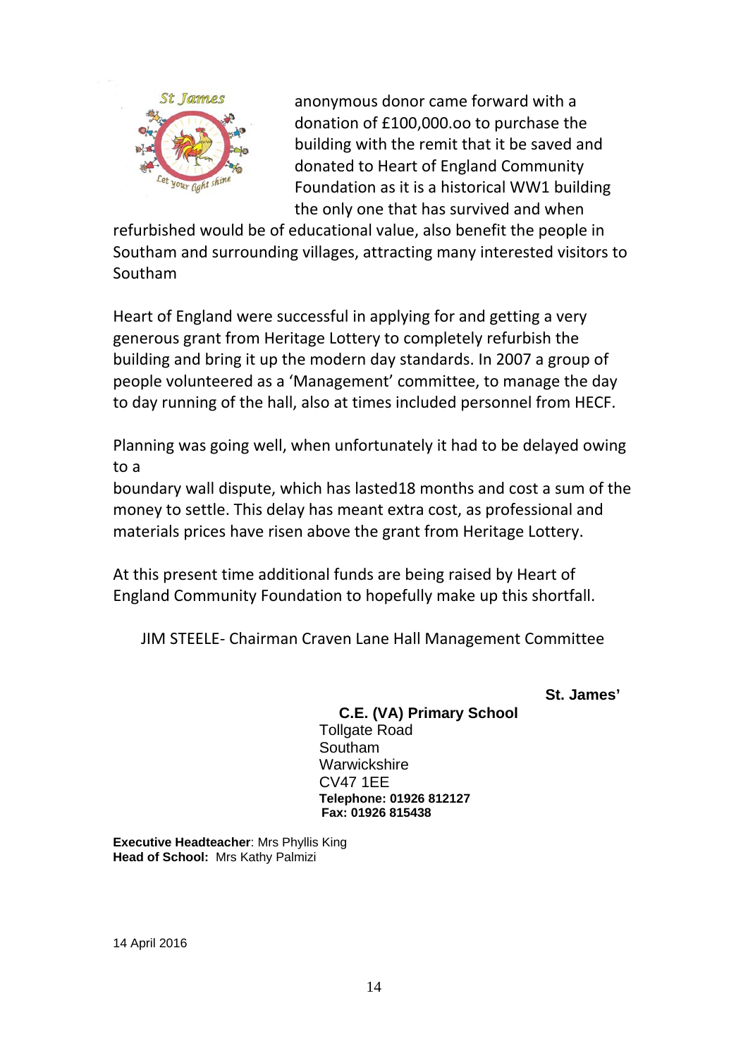anonymous donor came forward with a donation of £100,000.oo to purchase the building with the remit that it be saved and donated to Heart of England Community Foundation as it is a historical WW1 building the only one that has survived and when refurbished would be of educational value, also benefit the people in Southam and surrounding villages, attracting many interested visitors to Southam

Heart of England were successful in applying for and getting a very generous grant from Heritage Lottery to completely refurbish the building and bring it up the modern day standards. In 2007 a group of people volunteered as a 'Management' committee, to manage the day to day running of the hall, also at times included personnel from HECF.

Planning was going well, when unfortunately it had to be delayed owing to a
boundary wall dispute, which has lasted18 months and cost a sum of the money to settle. This delay has meant extra cost, as professional and materials prices have risen above the grant from Heritage Lottery.

At this present time additional funds are being raised by Heart of England Community Foundation to hopefully make up this shortfall.

JIM STEELE- Chairman Craven Lane Hall Management Committee

**St. James' C.E. (VA) Primary School**
Tollgate Road
Southam
Warwickshire
CV47 1EE
**Telephone: 01926 812127**
**Fax: 01926 815438**

**Executive Headteacher**: Mrs Phyllis King
**Head of School:** Mrs Kathy Palmizi

14 April 2016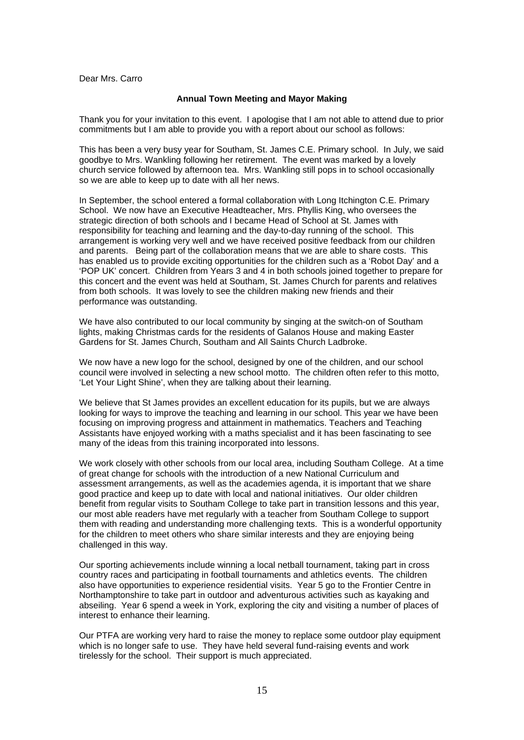Dear Mrs. Carro

**Annual Town Meeting and Mayor Making**

Thank you for your invitation to this event. I apologise that I am not able to attend due to prior commitments but I am able to provide you with a report about our school as follows:

This has been a very busy year for Southam, St. James C.E. Primary school. In July, we said goodbye to Mrs. Wankling following her retirement. The event was marked by a lovely church service followed by afternoon tea. Mrs. Wankling still pops in to school occasionally so we are able to keep up to date with all her news.

In September, the school entered a formal collaboration with Long Itchington C.E. Primary School. We now have an Executive Headteacher, Mrs. Phyllis King, who oversees the strategic direction of both schools and I became Head of School at St. James with responsibility for teaching and learning and the day-to-day running of the school. This arrangement is working very well and we have received positive feedback from our children and parents. Being part of the collaboration means that we are able to share costs. This has enabled us to provide exciting opportunities for the children such as a 'Robot Day' and a 'POP UK' concert. Children from Years 3 and 4 in both schools joined together to prepare for this concert and the event was held at Southam, St. James Church for parents and relatives from both schools. It was lovely to see the children making new friends and their performance was outstanding.

We have also contributed to our local community by singing at the switch-on of Southam lights, making Christmas cards for the residents of Galanos House and making Easter Gardens for St. James Church, Southam and All Saints Church Ladbroke.

We now have a new logo for the school, designed by one of the children, and our school council were involved in selecting a new school motto. The children often refer to this motto, 'Let Your Light Shine', when they are talking about their learning.

We believe that St James provides an excellent education for its pupils, but we are always looking for ways to improve the teaching and learning in our school. This year we have been focusing on improving progress and attainment in mathematics. Teachers and Teaching Assistants have enjoyed working with a maths specialist and it has been fascinating to see many of the ideas from this training incorporated into lessons.

We work closely with other schools from our local area, including Southam College. At a time of great change for schools with the introduction of a new National Curriculum and assessment arrangements, as well as the academies agenda, it is important that we share good practice and keep up to date with local and national initiatives. Our older children benefit from regular visits to Southam College to take part in transition lessons and this year, our most able readers have met regularly with a teacher from Southam College to support them with reading and understanding more challenging texts. This is a wonderful opportunity for the children to meet others who share similar interests and they are enjoying being challenged in this way.

Our sporting achievements include winning a local netball tournament, taking part in cross country races and participating in football tournaments and athletics events. The children also have opportunities to experience residential visits. Year 5 go to the Frontier Centre in Northamptonshire to take part in outdoor and adventurous activities such as kayaking and abseiling. Year 6 spend a week in York, exploring the city and visiting a number of places of interest to enhance their learning.

Our PTFA are working very hard to raise the money to replace some outdoor play equipment which is no longer safe to use. They have held several fund-raising events and work tirelessly for the school. Their support is much appreciated.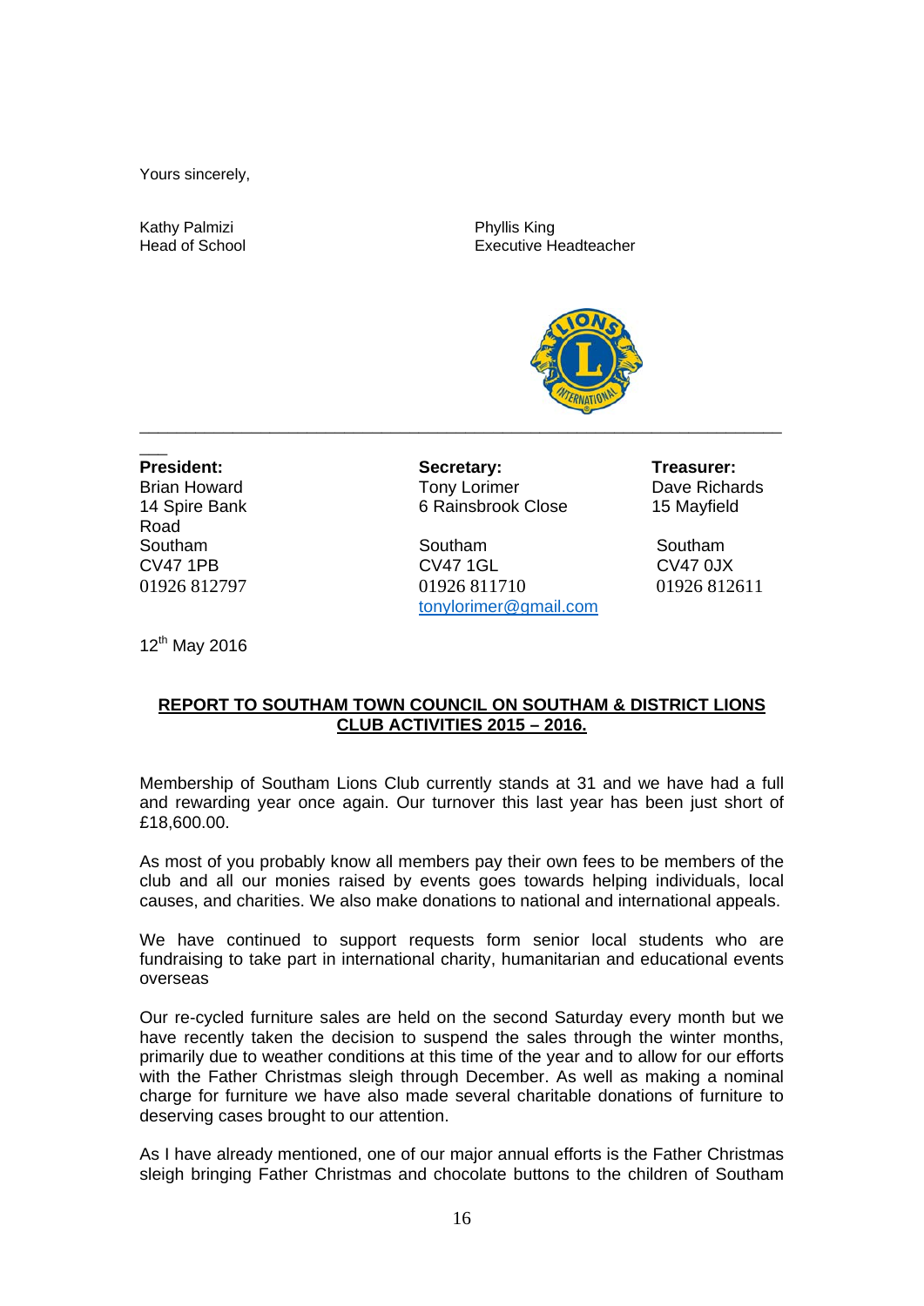Yours sincerely,

Kathy Palmizi
Head of School

Phyllis King
Executive Headteacher

---

| **President:** | **Secretary:** | **Treasurer:** |
|---|---|---|
| Brian Howard | Tony Lorimer | Dave Richards |
| 14 Spire Bank Road | 6 Rainsbrook Close | 15 Mayfield |
| Southam | Southam | Southam |
| CV47 1PB | CV47 1GL | CV47 0JX |
| 01926 812797 | 01926 811710 | 01926 812611 |
| | tonylorimer@gmail.com | |

12th May 2016

**REPORT TO SOUTHAM TOWN COUNCIL ON SOUTHAM & DISTRICT LIONS CLUB ACTIVITIES 2015 – 2016.**

Membership of Southam Lions Club currently stands at 31 and we have had a full and rewarding year once again. Our turnover this last year has been just short of £18,600.00.

As most of you probably know all members pay their own fees to be members of the club and all our monies raised by events goes towards helping individuals, local causes, and charities. We also make donations to national and international appeals.

We have continued to support requests form senior local students who are fundraising to take part in international charity, humanitarian and educational events overseas

Our re-cycled furniture sales are held on the second Saturday every month but we have recently taken the decision to suspend the sales through the winter months, primarily due to weather conditions at this time of the year and to allow for our efforts with the Father Christmas sleigh through December. As well as making a nominal charge for furniture we have also made several charitable donations of furniture to deserving cases brought to our attention.

As I have already mentioned, one of our major annual efforts is the Father Christmas sleigh bringing Father Christmas and chocolate buttons to the children of Southam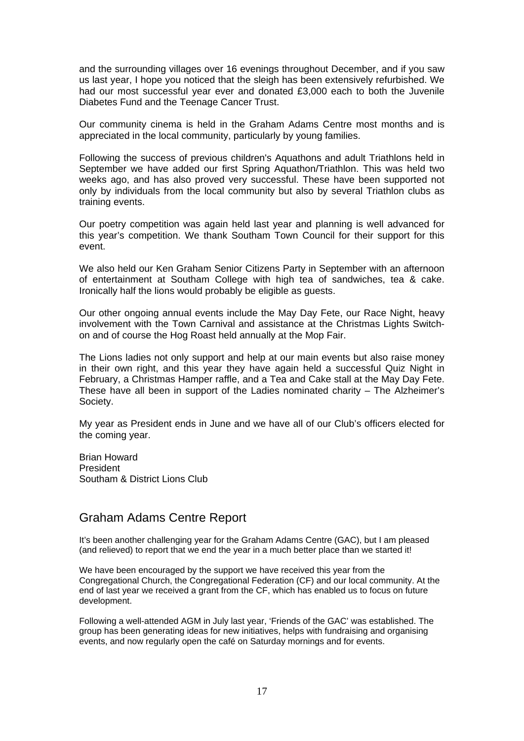and the surrounding villages over 16 evenings throughout December, and if you saw us last year, I hope you noticed that the sleigh has been extensively refurbished. We had our most successful year ever and donated £3,000 each to both the Juvenile Diabetes Fund and the Teenage Cancer Trust.

Our community cinema is held in the Graham Adams Centre most months and is appreciated in the local community, particularly by young families.

Following the success of previous children's Aquathons and adult Triathlons held in September we have added our first Spring Aquathon/Triathlon. This was held two weeks ago, and has also proved very successful. These have been supported not only by individuals from the local community but also by several Triathlon clubs as training events.

Our poetry competition was again held last year and planning is well advanced for this year's competition. We thank Southam Town Council for their support for this event.

We also held our Ken Graham Senior Citizens Party in September with an afternoon of entertainment at Southam College with high tea of sandwiches, tea & cake. Ironically half the lions would probably be eligible as guests.

Our other ongoing annual events include the May Day Fete, our Race Night, heavy involvement with the Town Carnival and assistance at the Christmas Lights Switch-on and of course the Hog Roast held annually at the Mop Fair.

The Lions ladies not only support and help at our main events but also raise money in their own right, and this year they have again held a successful Quiz Night in February, a Christmas Hamper raffle, and a Tea and Cake stall at the May Day Fete. These have all been in support of the Ladies nominated charity – The Alzheimer's Society.

My year as President ends in June and we have all of our Club's officers elected for the coming year.

Brian Howard
President
Southam & District Lions Club

## Graham Adams Centre Report

It's been another challenging year for the Graham Adams Centre (GAC), but I am pleased (and relieved) to report that we end the year in a much better place than we started it!

We have been encouraged by the support we have received this year from the Congregational Church, the Congregational Federation (CF) and our local community. At the end of last year we received a grant from the CF, which has enabled us to focus on future development.

Following a well-attended AGM in July last year, 'Friends of the GAC' was established. The group has been generating ideas for new initiatives, helps with fundraising and organising events, and now regularly open the café on Saturday mornings and for events.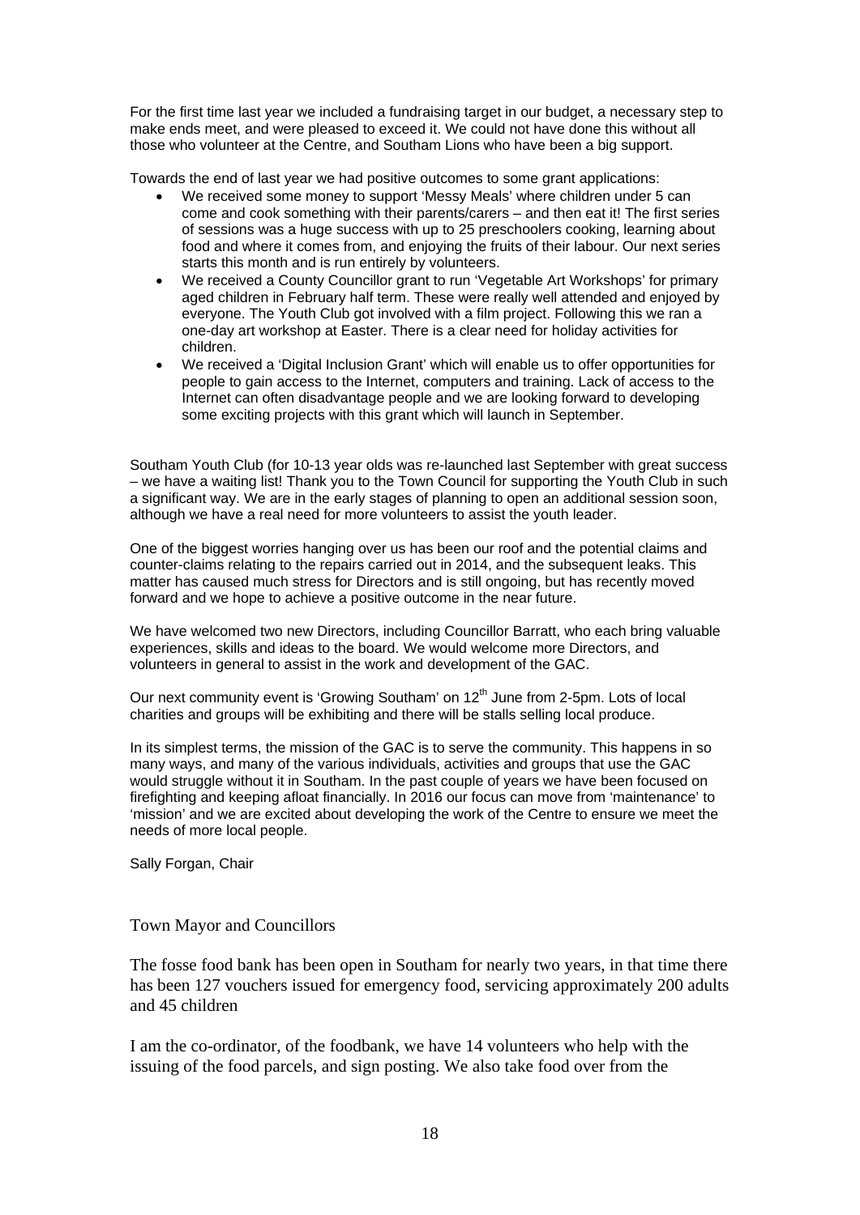For the first time last year we included a fundraising target in our budget, a necessary step to make ends meet, and were pleased to exceed it. We could not have done this without all those who volunteer at the Centre, and Southam Lions who have been a big support.

Towards the end of last year we had positive outcomes to some grant applications:

- We received some money to support 'Messy Meals' where children under 5 can come and cook something with their parents/carers – and then eat it! The first series of sessions was a huge success with up to 25 preschoolers cooking, learning about food and where it comes from, and enjoying the fruits of their labour. Our next series starts this month and is run entirely by volunteers.
- We received a County Councillor grant to run 'Vegetable Art Workshops' for primary aged children in February half term. These were really well attended and enjoyed by everyone. The Youth Club got involved with a film project. Following this we ran a one-day art workshop at Easter. There is a clear need for holiday activities for children.
- We received a 'Digital Inclusion Grant' which will enable us to offer opportunities for people to gain access to the Internet, computers and training. Lack of access to the Internet can often disadvantage people and we are looking forward to developing some exciting projects with this grant which will launch in September.

Southam Youth Club (for 10-13 year olds was re-launched last September with great success – we have a waiting list! Thank you to the Town Council for supporting the Youth Club in such a significant way. We are in the early stages of planning to open an additional session soon, although we have a real need for more volunteers to assist the youth leader.

One of the biggest worries hanging over us has been our roof and the potential claims and counter-claims relating to the repairs carried out in 2014, and the subsequent leaks. This matter has caused much stress for Directors and is still ongoing, but has recently moved forward and we hope to achieve a positive outcome in the near future.

We have welcomed two new Directors, including Councillor Barratt, who each bring valuable experiences, skills and ideas to the board. We would welcome more Directors, and volunteers in general to assist in the work and development of the GAC.

Our next community event is 'Growing Southam' on 12th June from 2-5pm. Lots of local charities and groups will be exhibiting and there will be stalls selling local produce.

In its simplest terms, the mission of the GAC is to serve the community. This happens in so many ways, and many of the various individuals, activities and groups that use the GAC would struggle without it in Southam. In the past couple of years we have been focused on firefighting and keeping afloat financially. In 2016 our focus can move from 'maintenance' to 'mission' and we are excited about developing the work of the Centre to ensure we meet the needs of more local people.

Sally Forgan, Chair

Town Mayor and Councillors

The fosse food bank has been open in Southam for nearly two years, in that time there has been 127 vouchers issued for emergency food, servicing approximately 200 adults and 45 children

I am the co-ordinator, of the foodbank, we have 14 volunteers who help with the issuing of the food parcels, and sign posting. We also take food over from the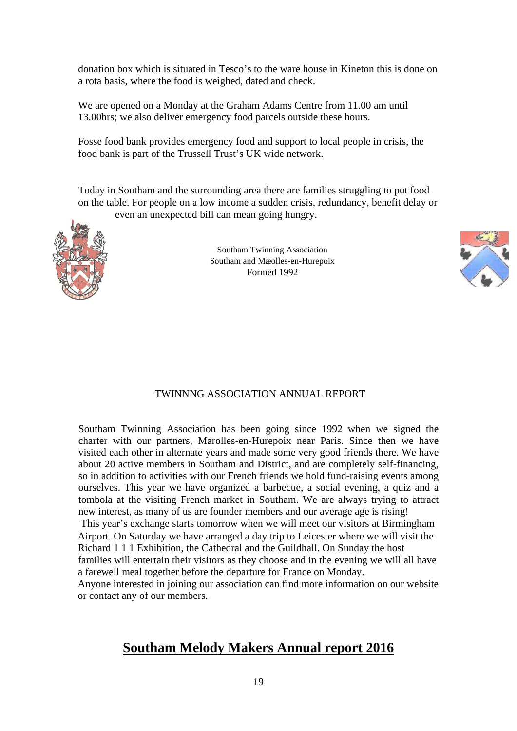donation box which is situated in Tesco's to the ware house in Kineton this is done on a rota basis, where the food is weighed, dated and check.

We are opened on a Monday at the Graham Adams Centre from 11.00 am until 13.00hrs; we also deliver emergency food parcels outside these hours.

Fosse food bank provides emergency food and support to local people in crisis, the food bank is part of the Trussell Trust's UK wide network.

Today in Southam and the surrounding area there are families struggling to put food on the table. For people on a low income a sudden crisis, redundancy, benefit delay or even an unexpected bill can mean going hungry.

Southam Twinning Association
Southam and Mæolles-en-Hurepoix
Formed 1992

TWINNNG ASSOCIATION ANNUAL REPORT

Southam Twinning Association has been going since 1992 when we signed the charter with our partners, Marolles-en-Hurepoix near Paris. Since then we have visited each other in alternate years and made some very good friends there. We have about 20 active members in Southam and District, and are completely self-financing, so in addition to activities with our French friends we hold fund-raising events among ourselves. This year we have organized a barbecue, a social evening, a quiz and a tombola at the visiting French market in Southam. We are always trying to attract new interest, as many of us are founder members and our average age is rising!

This year's exchange starts tomorrow when we will meet our visitors at Birmingham Airport. On Saturday we have arranged a day trip to Leicester where we will visit the Richard 1 1 1 Exhibition, the Cathedral and the Guildhall. On Sunday the host families will entertain their visitors as they choose and in the evening we will all have a farewell meal together before the departure for France on Monday.

Anyone interested in joining our association can find more information on our website or contact any of our members.

## Southam Melody Makers Annual report 2016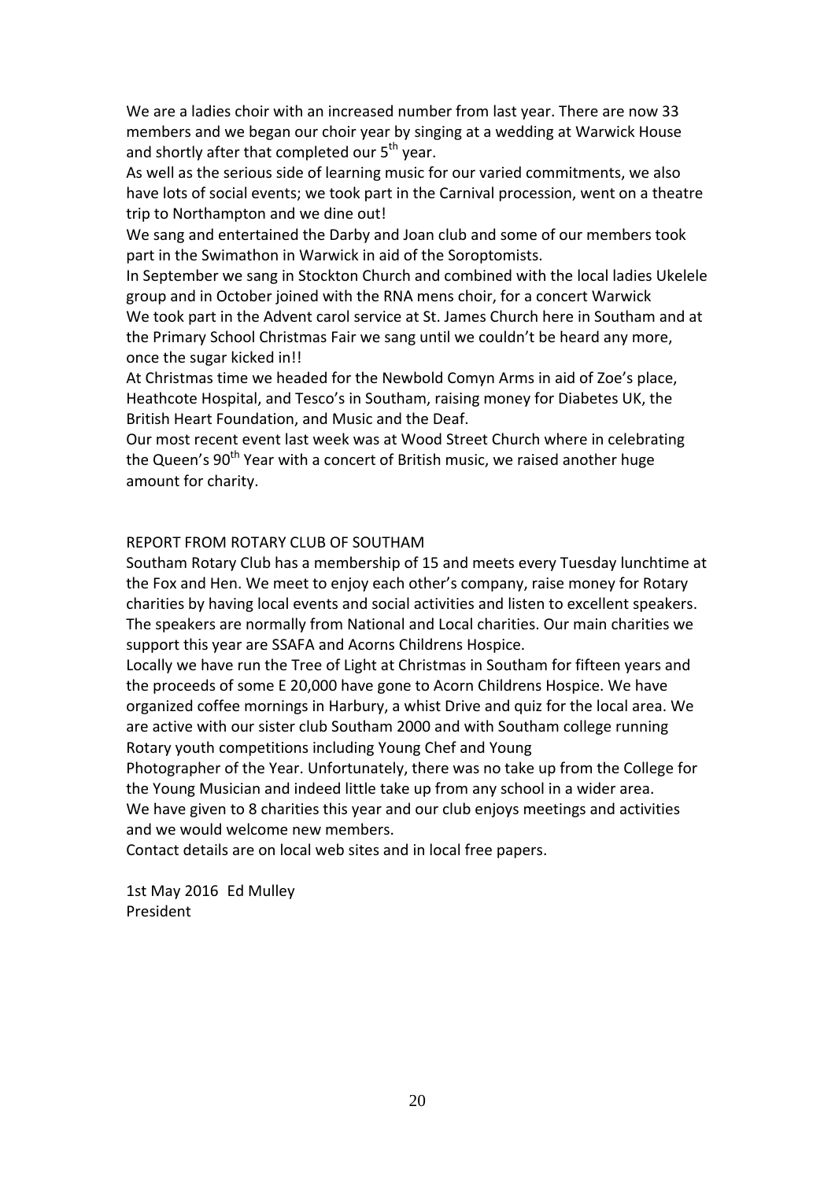We are a ladies choir with an increased number from last year. There are now 33 members and we began our choir year by singing at a wedding at Warwick House and shortly after that completed our 5th year.

As well as the serious side of learning music for our varied commitments, we also have lots of social events; we took part in the Carnival procession, went on a theatre trip to Northampton and we dine out!

We sang and entertained the Darby and Joan club and some of our members took part in the Swimathon in Warwick in aid of the Soroptomists.

In September we sang in Stockton Church and combined with the local ladies Ukelele group and in October joined with the RNA mens choir, for a concert Warwick

We took part in the Advent carol service at St. James Church here in Southam and at the Primary School Christmas Fair we sang until we couldn't be heard any more, once the sugar kicked in!!

At Christmas time we headed for the Newbold Comyn Arms in aid of Zoe's place, Heathcote Hospital, and Tesco's in Southam, raising money for Diabetes UK, the British Heart Foundation, and Music and the Deaf.

Our most recent event last week was at Wood Street Church where in celebrating the Queen's 90th Year with a concert of British music, we raised another huge amount for charity.

## REPORT FROM ROTARY CLUB OF SOUTHAM

Southam Rotary Club has a membership of 15 and meets every Tuesday lunchtime at the Fox and Hen. We meet to enjoy each other's company, raise money for Rotary charities by having local events and social activities and listen to excellent speakers. The speakers are normally from National and Local charities. Our main charities we support this year are SSAFA and Acorns Childrens Hospice.

Locally we have run the Tree of Light at Christmas in Southam for fifteen years and the proceeds of some E 20,000 have gone to Acorn Childrens Hospice. We have organized coffee mornings in Harbury, a whist Drive and quiz for the local area. We are active with our sister club Southam 2000 and with Southam college running Rotary youth competitions including Young Chef and Young Photographer of the Year. Unfortunately, there was no take up from the College for the Young Musician and indeed little take up from any school in a wider area.

We have given to 8 charities this year and our club enjoys meetings and activities and we would welcome new members.

Contact details are on local web sites and in local free papers.

1st May 2016 Ed Mulley  
President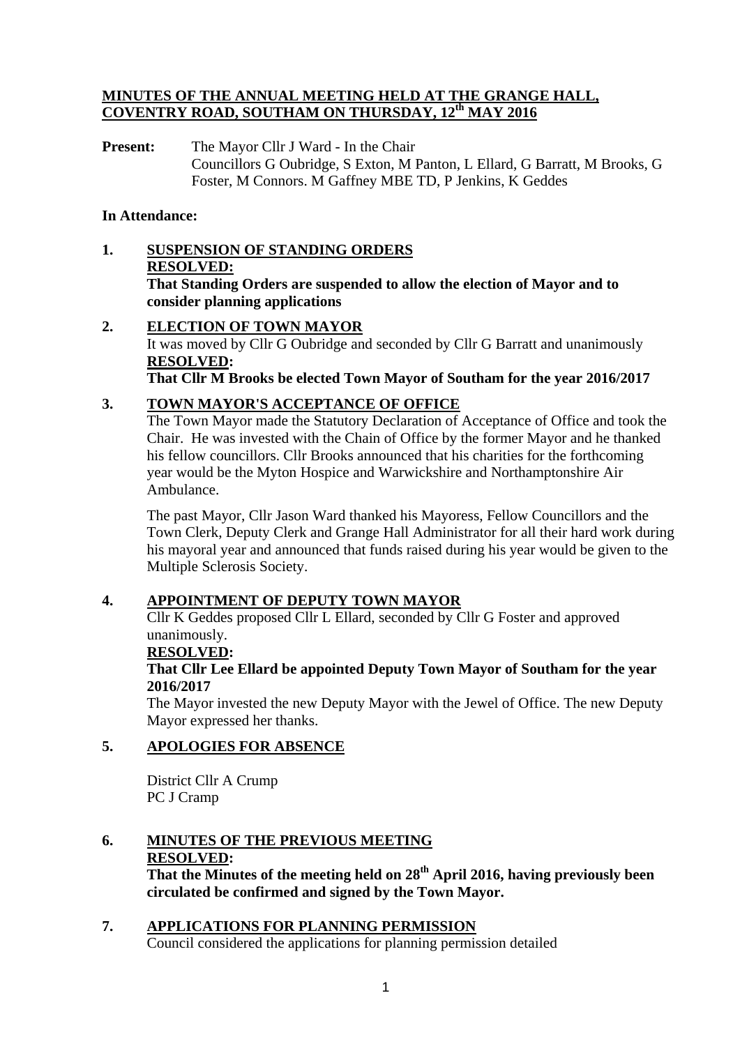## MINUTES OF THE ANNUAL MEETING HELD AT THE GRANGE HALL, COVENTRY ROAD, SOUTHAM ON THURSDAY, 12th MAY 2016

**Present:** The Mayor Cllr J Ward - In the Chair
Councillors G Oubridge, S Exton, M Panton, L Ellard, G Barratt, M Brooks, G Foster, M Connors. M Gaffney MBE TD, P Jenkins, K Geddes

**In Attendance:**

### 1. SUSPENSION OF STANDING ORDERS

**RESOLVED:**
**That Standing Orders are suspended to allow the election of Mayor and to consider planning applications**

### 2. ELECTION OF TOWN MAYOR

It was moved by Cllr G Oubridge and seconded by Cllr G Barratt and unanimously
**RESOLVED:**
**That Cllr M Brooks be elected Town Mayor of Southam for the year 2016/2017**

### 3. TOWN MAYOR'S ACCEPTANCE OF OFFICE

The Town Mayor made the Statutory Declaration of Acceptance of Office and took the Chair. He was invested with the Chain of Office by the former Mayor and he thanked his fellow councillors. Cllr Brooks announced that his charities for the forthcoming year would be the Myton Hospice and Warwickshire and Northamptonshire Air Ambulance.

The past Mayor, Cllr Jason Ward thanked his Mayoress, Fellow Councillors and the Town Clerk, Deputy Clerk and Grange Hall Administrator for all their hard work during his mayoral year and announced that funds raised during his year would be given to the Multiple Sclerosis Society.

### 4. APPOINTMENT OF DEPUTY TOWN MAYOR

Cllr K Geddes proposed Cllr L Ellard, seconded by Cllr G Foster and approved unanimously.
**RESOLVED:**
**That Cllr Lee Ellard be appointed Deputy Town Mayor of Southam for the year 2016/2017**
The Mayor invested the new Deputy Mayor with the Jewel of Office. The new Deputy Mayor expressed her thanks.

### 5. APOLOGIES FOR ABSENCE

District Cllr A Crump
PC J Cramp

### 6. MINUTES OF THE PREVIOUS MEETING

**RESOLVED:**
**That the Minutes of the meeting held on 28th April 2016, having previously been circulated be confirmed and signed by the Town Mayor.**

### 7. APPLICATIONS FOR PLANNING PERMISSION

Council considered the applications for planning permission detailed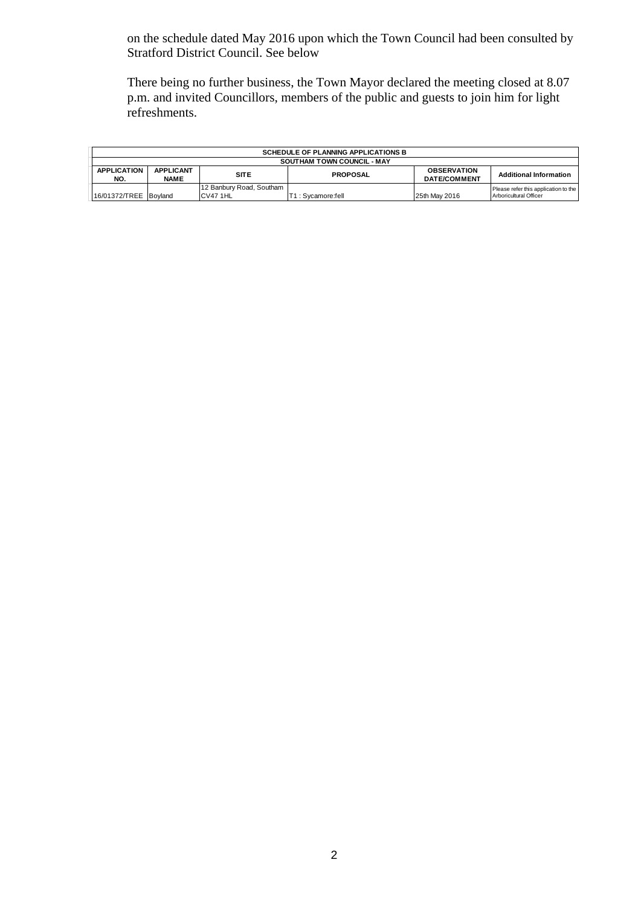on the schedule dated May 2016 upon which the Town Council had been consulted by Stratford District Council. See below

There being no further business, the Town Mayor declared the meeting closed at 8.07 p.m. and invited Councillors, members of the public and guests to join him for light refreshments.

| SCHEDULE OF PLANNING APPLICATIONS B | | | | | |
|---|---|---|---|---|---|
| SOUTHAM TOWN COUNCIL - MAY | | | | | |
| APPLICATION NO. | APPLICANT NAME | SITE | PROPOSAL | OBSERVATION DATE/COMMENT | Additional Information |
| 16/01372/TREE | Boyland | 12 Banbury Road, Southam CV47 1HL | T1 : Sycamore:fell | 25th May 2016 | Please refer this application to the Arboricultural Officer |